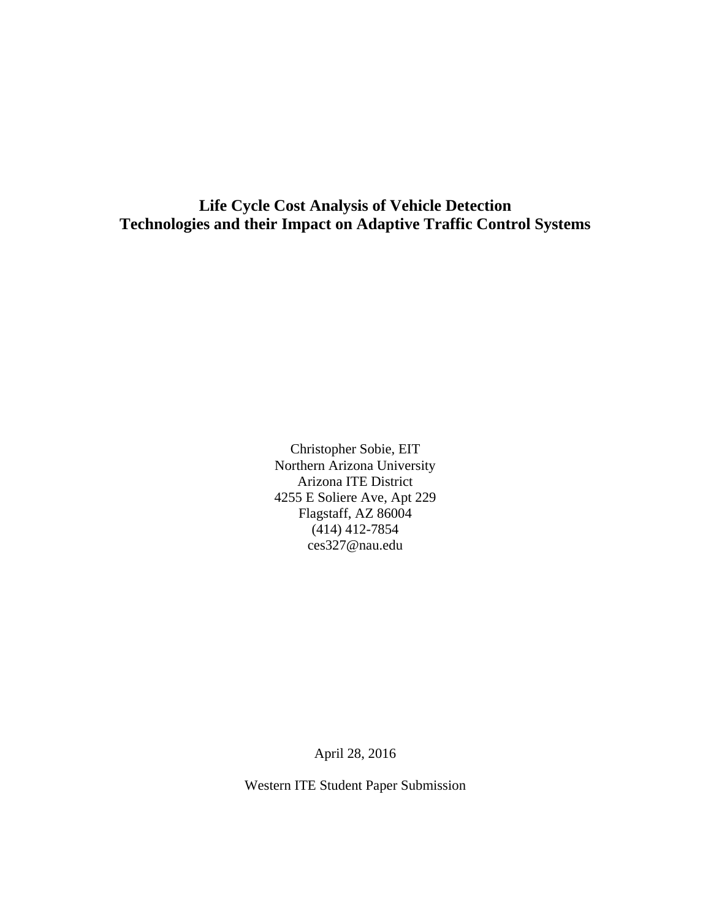# Life Cycle Cost Analysis of Vehicle Detection Technologies and their Impact on Adaptive Traffic Control Systems

Christopher Sobie, EIT
Northern Arizona University
Arizona ITE District
4255 E Soliere Ave, Apt 229
Flagstaff, AZ 86004
(414) 412-7854
ces327@nau.edu

April 28, 2016

Western ITE Student Paper Submission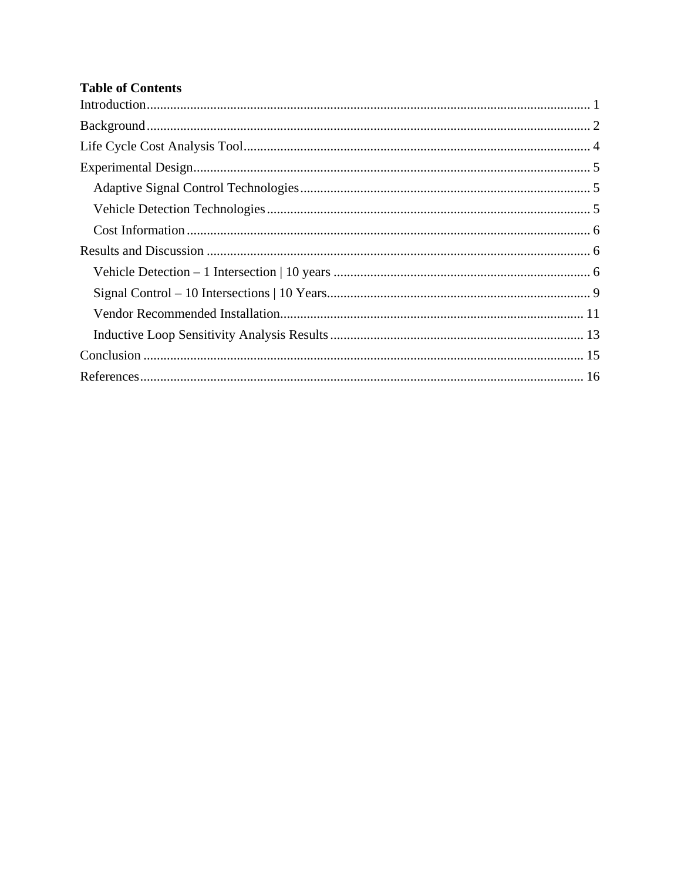**Table of Contents**

Introduction .......... 1
Background .......... 2
Life Cycle Cost Analysis Tool .......... 4
Experimental Design .......... 5
- Adaptive Signal Control Technologies .......... 5
- Vehicle Detection Technologies .......... 5
- Cost Information .......... 6

Results and Discussion .......... 6
- Vehicle Detection – 1 Intersection | 10 years .......... 6
- Signal Control – 10 Intersections | 10 Years .......... 9
- Vendor Recommended Installation .......... 11
- Inductive Loop Sensitivity Analysis Results .......... 13

Conclusion .......... 15
References .......... 16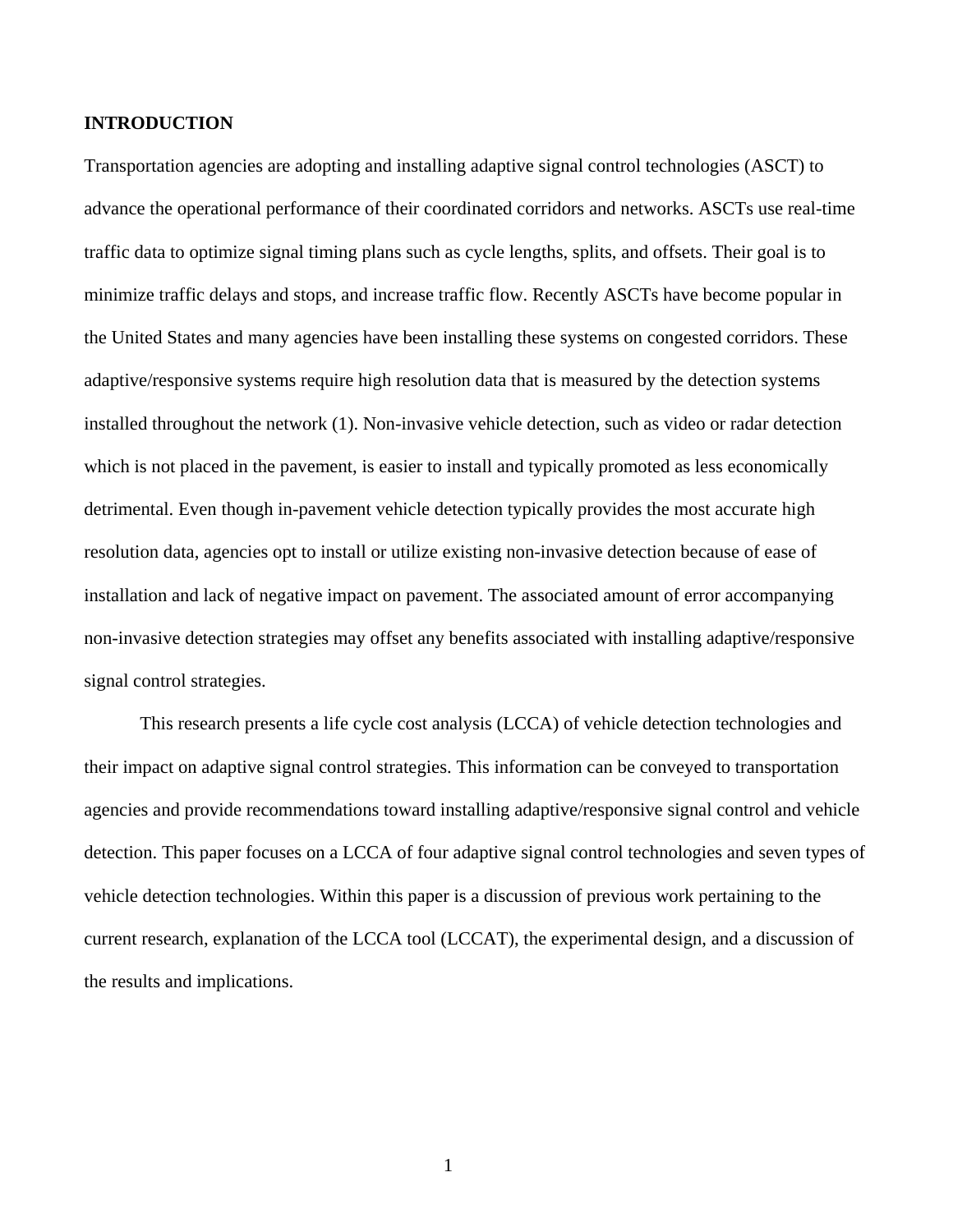# INTRODUCTION

Transportation agencies are adopting and installing adaptive signal control technologies (ASCT) to advance the operational performance of their coordinated corridors and networks. ASCTs use real-time traffic data to optimize signal timing plans such as cycle lengths, splits, and offsets. Their goal is to minimize traffic delays and stops, and increase traffic flow. Recently ASCTs have become popular in the United States and many agencies have been installing these systems on congested corridors. These adaptive/responsive systems require high resolution data that is measured by the detection systems installed throughout the network (1). Non-invasive vehicle detection, such as video or radar detection which is not placed in the pavement, is easier to install and typically promoted as less economically detrimental. Even though in-pavement vehicle detection typically provides the most accurate high resolution data, agencies opt to install or utilize existing non-invasive detection because of ease of installation and lack of negative impact on pavement. The associated amount of error accompanying non-invasive detection strategies may offset any benefits associated with installing adaptive/responsive signal control strategies.

This research presents a life cycle cost analysis (LCCA) of vehicle detection technologies and their impact on adaptive signal control strategies. This information can be conveyed to transportation agencies and provide recommendations toward installing adaptive/responsive signal control and vehicle detection. This paper focuses on a LCCA of four adaptive signal control technologies and seven types of vehicle detection technologies. Within this paper is a discussion of previous work pertaining to the current research, explanation of the LCCA tool (LCCAT), the experimental design, and a discussion of the results and implications.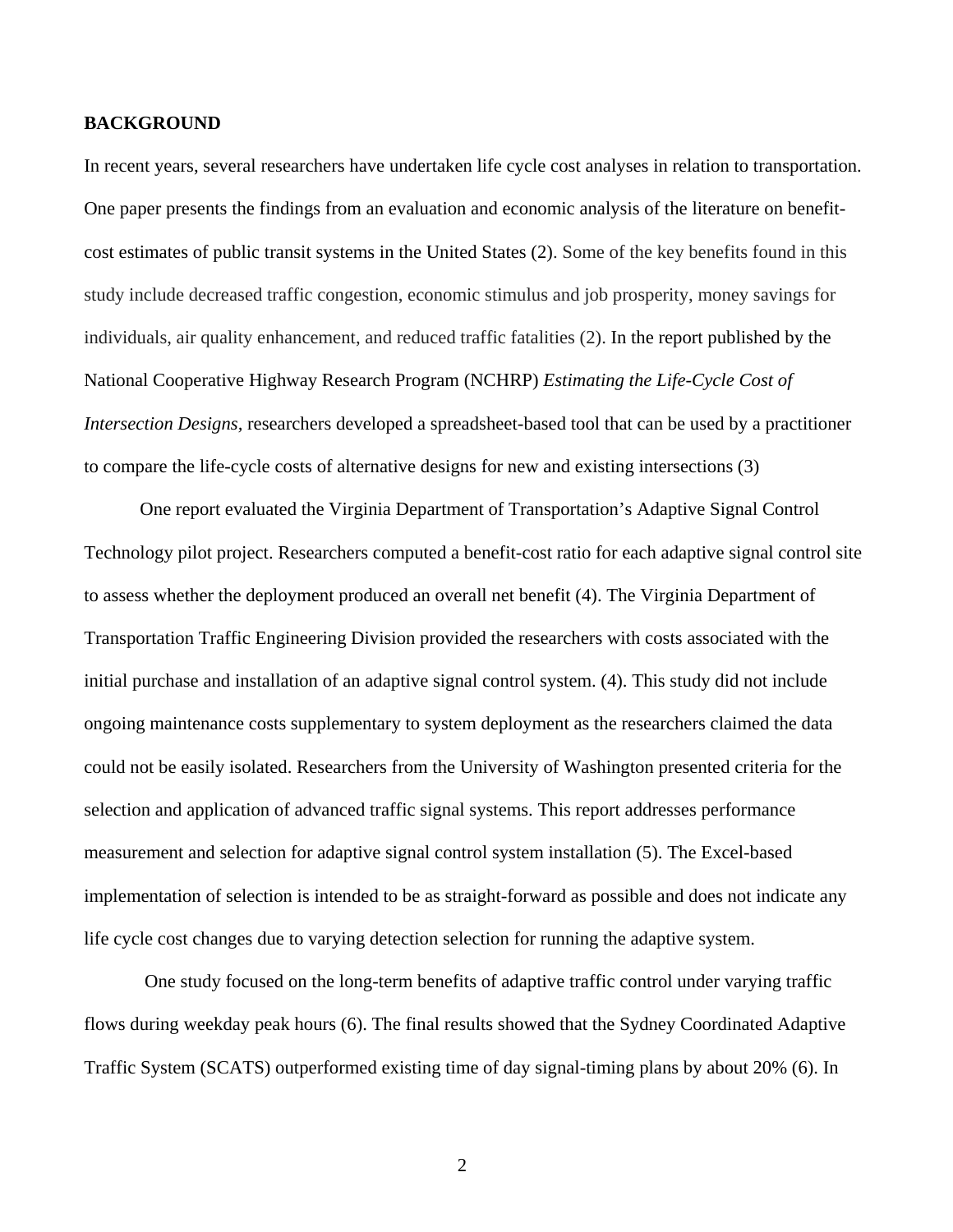## BACKGROUND

In recent years, several researchers have undertaken life cycle cost analyses in relation to transportation. One paper presents the findings from an evaluation and economic analysis of the literature on benefit-cost estimates of public transit systems in the United States (2). Some of the key benefits found in this study include decreased traffic congestion, economic stimulus and job prosperity, money savings for individuals, air quality enhancement, and reduced traffic fatalities (2). In the report published by the National Cooperative Highway Research Program (NCHRP) *Estimating the Life-Cycle Cost of Intersection Designs*, researchers developed a spreadsheet-based tool that can be used by a practitioner to compare the life-cycle costs of alternative designs for new and existing intersections (3)

One report evaluated the Virginia Department of Transportation's Adaptive Signal Control Technology pilot project. Researchers computed a benefit-cost ratio for each adaptive signal control site to assess whether the deployment produced an overall net benefit (4). The Virginia Department of Transportation Traffic Engineering Division provided the researchers with costs associated with the initial purchase and installation of an adaptive signal control system. (4). This study did not include ongoing maintenance costs supplementary to system deployment as the researchers claimed the data could not be easily isolated. Researchers from the University of Washington presented criteria for the selection and application of advanced traffic signal systems. This report addresses performance measurement and selection for adaptive signal control system installation (5). The Excel-based implementation of selection is intended to be as straight-forward as possible and does not indicate any life cycle cost changes due to varying detection selection for running the adaptive system.

One study focused on the long-term benefits of adaptive traffic control under varying traffic flows during weekday peak hours (6). The final results showed that the Sydney Coordinated Adaptive Traffic System (SCATS) outperformed existing time of day signal-timing plans by about 20% (6). In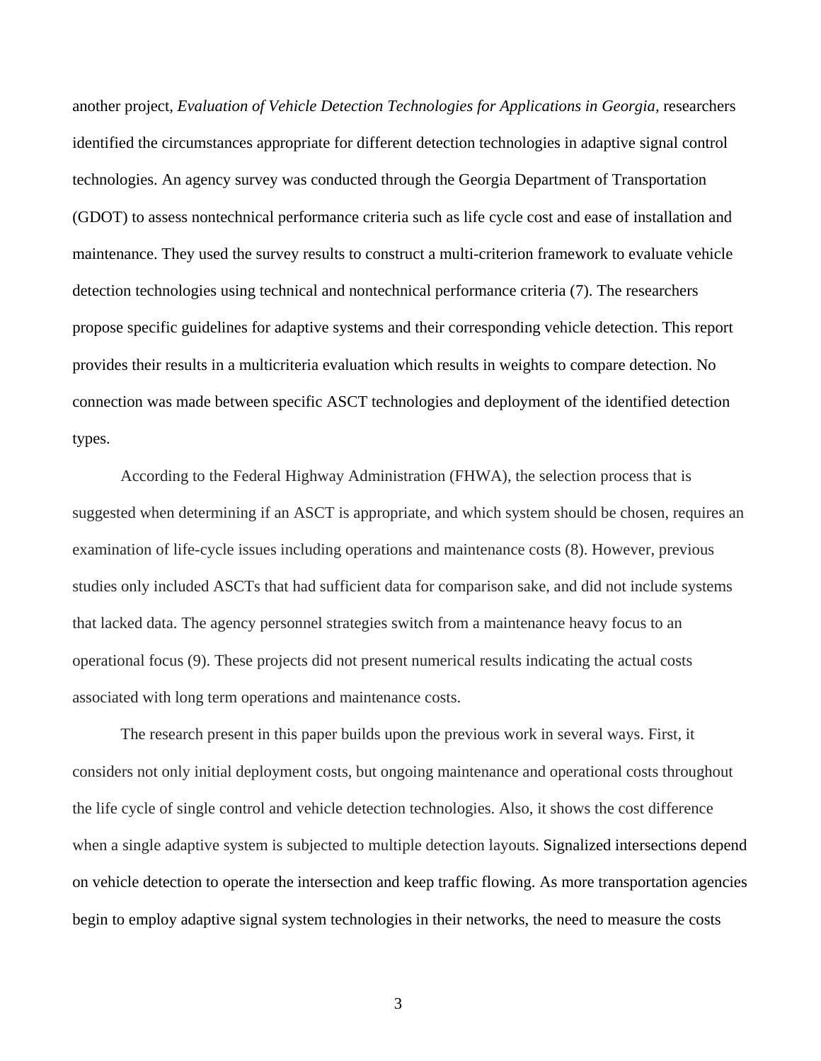another project, *Evaluation of Vehicle Detection Technologies for Applications in Georgia*, researchers identified the circumstances appropriate for different detection technologies in adaptive signal control technologies. An agency survey was conducted through the Georgia Department of Transportation (GDOT) to assess nontechnical performance criteria such as life cycle cost and ease of installation and maintenance. They used the survey results to construct a multi-criterion framework to evaluate vehicle detection technologies using technical and nontechnical performance criteria (7). The researchers propose specific guidelines for adaptive systems and their corresponding vehicle detection. This report provides their results in a multicriteria evaluation which results in weights to compare detection. No connection was made between specific ASCT technologies and deployment of the identified detection types.

According to the Federal Highway Administration (FHWA), the selection process that is suggested when determining if an ASCT is appropriate, and which system should be chosen, requires an examination of life-cycle issues including operations and maintenance costs (8). However, previous studies only included ASCTs that had sufficient data for comparison sake, and did not include systems that lacked data. The agency personnel strategies switch from a maintenance heavy focus to an operational focus (9). These projects did not present numerical results indicating the actual costs associated with long term operations and maintenance costs.

The research present in this paper builds upon the previous work in several ways. First, it considers not only initial deployment costs, but ongoing maintenance and operational costs throughout the life cycle of single control and vehicle detection technologies. Also, it shows the cost difference when a single adaptive system is subjected to multiple detection layouts. Signalized intersections depend on vehicle detection to operate the intersection and keep traffic flowing. As more transportation agencies begin to employ adaptive signal system technologies in their networks, the need to measure the costs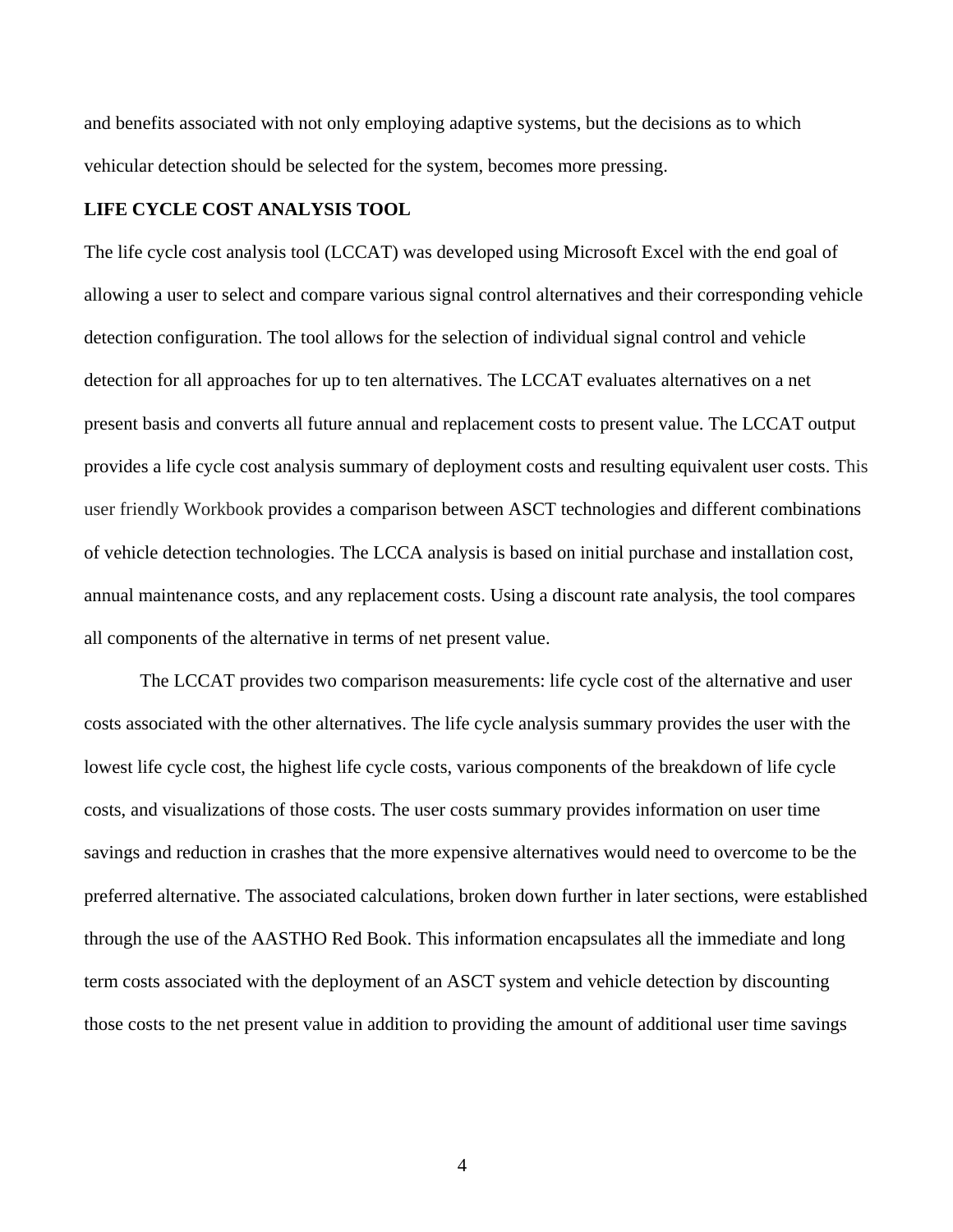and benefits associated with not only employing adaptive systems, but the decisions as to which vehicular detection should be selected for the system, becomes more pressing.

## LIFE CYCLE COST ANALYSIS TOOL

The life cycle cost analysis tool (LCCAT) was developed using Microsoft Excel with the end goal of allowing a user to select and compare various signal control alternatives and their corresponding vehicle detection configuration. The tool allows for the selection of individual signal control and vehicle detection for all approaches for up to ten alternatives. The LCCAT evaluates alternatives on a net present basis and converts all future annual and replacement costs to present value. The LCCAT output provides a life cycle cost analysis summary of deployment costs and resulting equivalent user costs. This user friendly Workbook provides a comparison between ASCT technologies and different combinations of vehicle detection technologies. The LCCA analysis is based on initial purchase and installation cost, annual maintenance costs, and any replacement costs. Using a discount rate analysis, the tool compares all components of the alternative in terms of net present value.

The LCCAT provides two comparison measurements: life cycle cost of the alternative and user costs associated with the other alternatives. The life cycle analysis summary provides the user with the lowest life cycle cost, the highest life cycle costs, various components of the breakdown of life cycle costs, and visualizations of those costs. The user costs summary provides information on user time savings and reduction in crashes that the more expensive alternatives would need to overcome to be the preferred alternative. The associated calculations, broken down further in later sections, were established through the use of the AASTHO Red Book. This information encapsulates all the immediate and long term costs associated with the deployment of an ASCT system and vehicle detection by discounting those costs to the net present value in addition to providing the amount of additional user time savings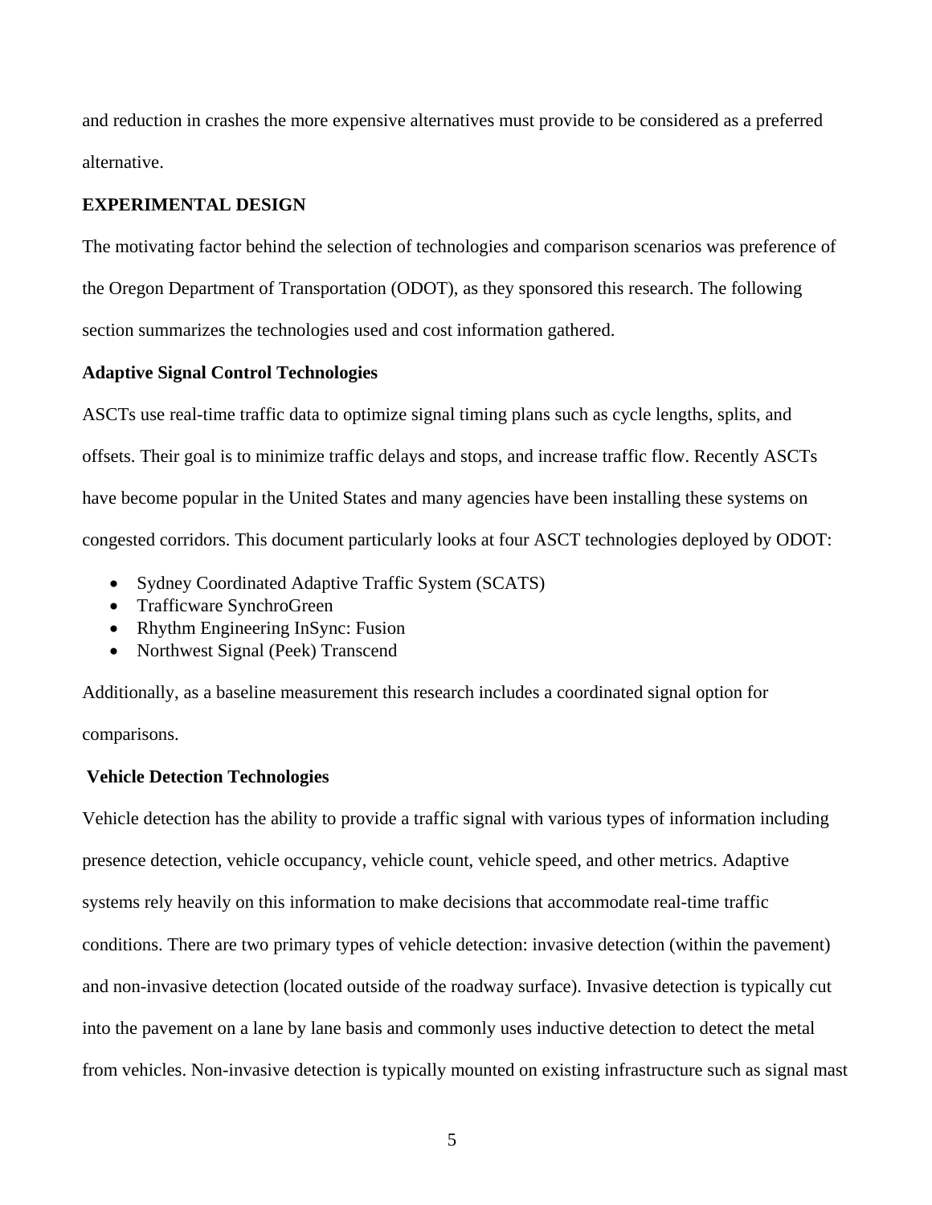and reduction in crashes the more expensive alternatives must provide to be considered as a preferred alternative.

## EXPERIMENTAL DESIGN

The motivating factor behind the selection of technologies and comparison scenarios was preference of the Oregon Department of Transportation (ODOT), as they sponsored this research. The following section summarizes the technologies used and cost information gathered.

### Adaptive Signal Control Technologies

ASCTs use real-time traffic data to optimize signal timing plans such as cycle lengths, splits, and offsets. Their goal is to minimize traffic delays and stops, and increase traffic flow. Recently ASCTs have become popular in the United States and many agencies have been installing these systems on congested corridors. This document particularly looks at four ASCT technologies deployed by ODOT:

- Sydney Coordinated Adaptive Traffic System (SCATS)
- Trafficware SynchroGreen
- Rhythm Engineering InSync: Fusion
- Northwest Signal (Peek) Transcend

Additionally, as a baseline measurement this research includes a coordinated signal option for comparisons.

### Vehicle Detection Technologies

Vehicle detection has the ability to provide a traffic signal with various types of information including presence detection, vehicle occupancy, vehicle count, vehicle speed, and other metrics. Adaptive systems rely heavily on this information to make decisions that accommodate real-time traffic conditions. There are two primary types of vehicle detection: invasive detection (within the pavement) and non-invasive detection (located outside of the roadway surface). Invasive detection is typically cut into the pavement on a lane by lane basis and commonly uses inductive detection to detect the metal from vehicles. Non-invasive detection is typically mounted on existing infrastructure such as signal mast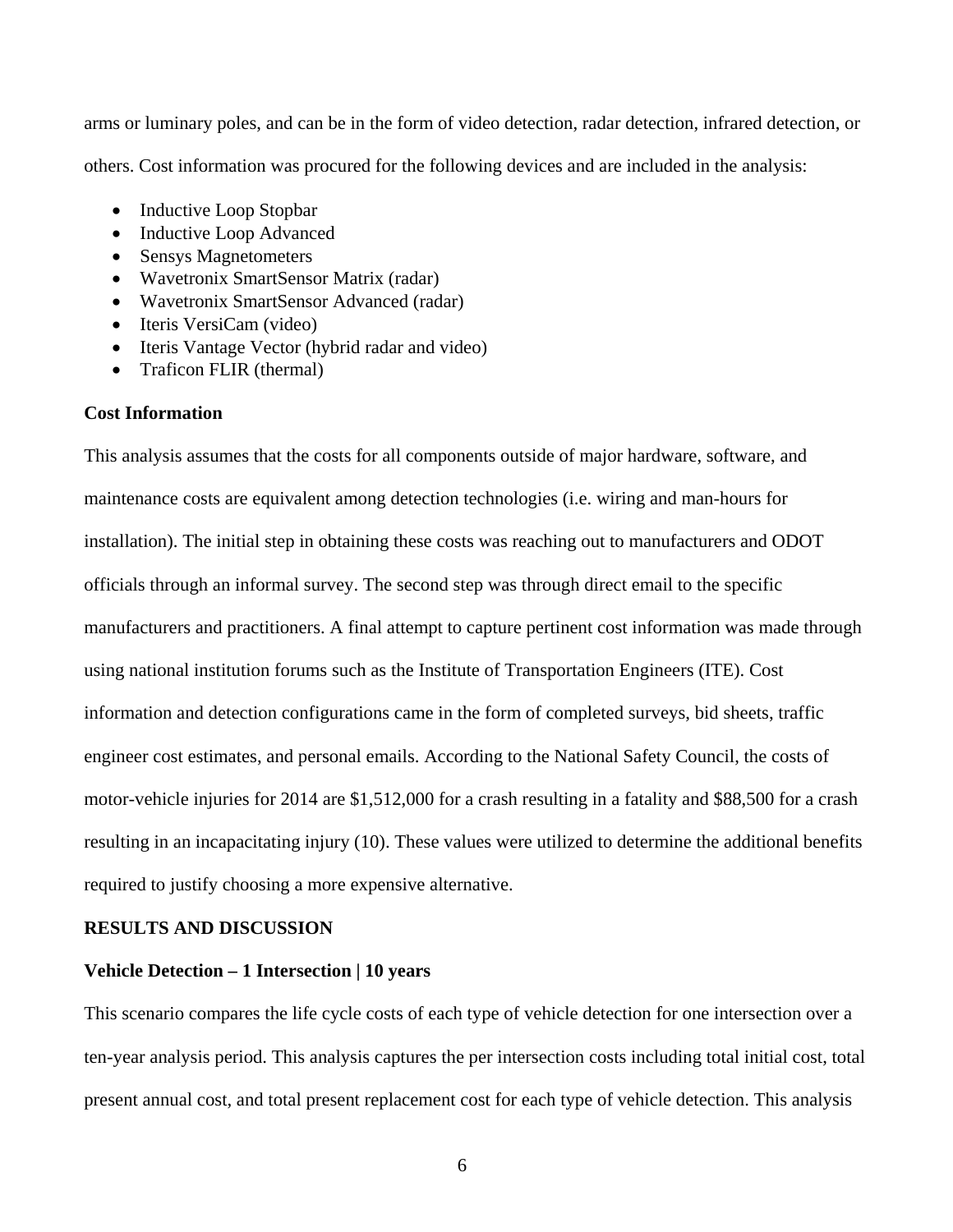arms or luminary poles, and can be in the form of video detection, radar detection, infrared detection, or others. Cost information was procured for the following devices and are included in the analysis:

- Inductive Loop Stopbar
- Inductive Loop Advanced
- Sensys Magnetometers
- Wavetronix SmartSensor Matrix (radar)
- Wavetronix SmartSensor Advanced (radar)
- Iteris VersiCam (video)
- Iteris Vantage Vector (hybrid radar and video)
- Traficon FLIR (thermal)

**Cost Information**

This analysis assumes that the costs for all components outside of major hardware, software, and maintenance costs are equivalent among detection technologies (i.e. wiring and man-hours for installation). The initial step in obtaining these costs was reaching out to manufacturers and ODOT officials through an informal survey. The second step was through direct email to the specific manufacturers and practitioners. A final attempt to capture pertinent cost information was made through using national institution forums such as the Institute of Transportation Engineers (ITE). Cost information and detection configurations came in the form of completed surveys, bid sheets, traffic engineer cost estimates, and personal emails. According to the National Safety Council, the costs of motor-vehicle injuries for 2014 are $1,512,000 for a crash resulting in a fatality and $88,500 for a crash resulting in an incapacitating injury (10). These values were utilized to determine the additional benefits required to justify choosing a more expensive alternative.

## RESULTS AND DISCUSSION

**Vehicle Detection – 1 Intersection | 10 years**

This scenario compares the life cycle costs of each type of vehicle detection for one intersection over a ten-year analysis period. This analysis captures the per intersection costs including total initial cost, total present annual cost, and total present replacement cost for each type of vehicle detection. This analysis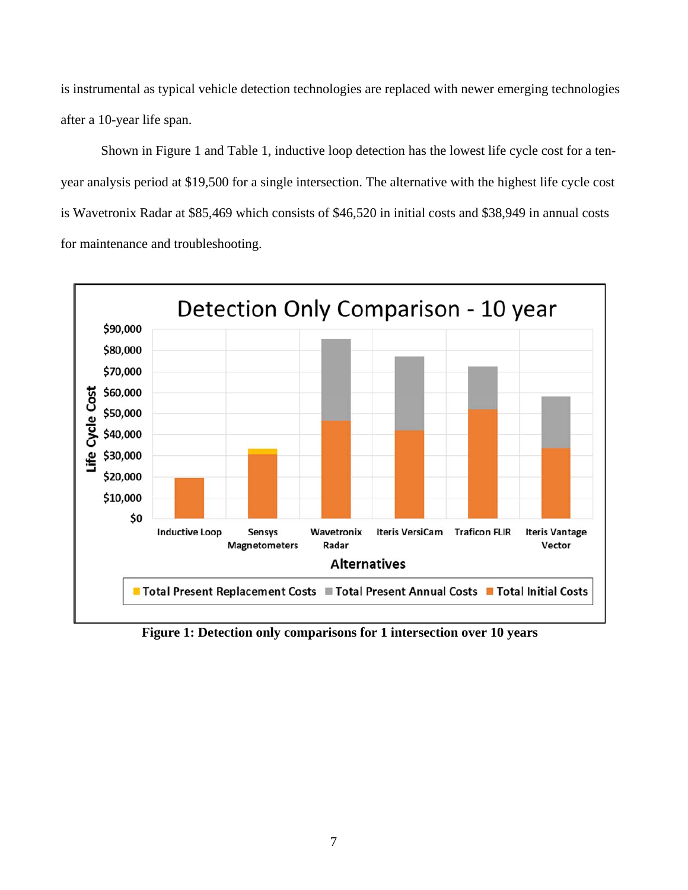is instrumental as typical vehicle detection technologies are replaced with newer emerging technologies after a 10-year life span.

Shown in Figure 1 and Table 1, inductive loop detection has the lowest life cycle cost for a ten-year analysis period at $19,500 for a single intersection. The alternative with the highest life cycle cost is Wavetronix Radar at $85,469 which consists of $46,520 in initial costs and $38,949 in annual costs for maintenance and troubleshooting.

**Figure 1: Detection only comparisons for 1 intersection over 10 years**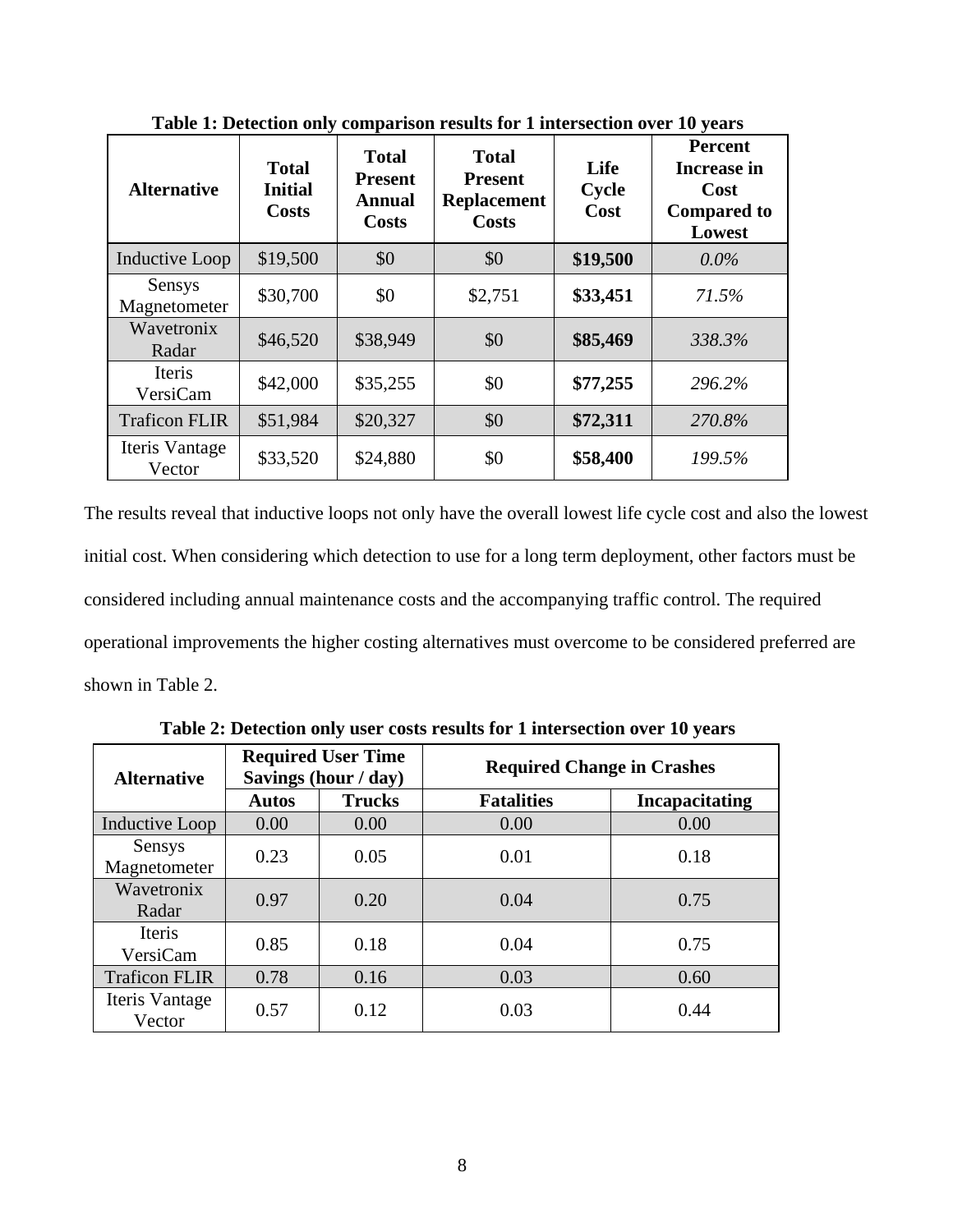**Table 1: Detection only comparison results for 1 intersection over 10 years**

| Alternative | Total Initial Costs | Total Present Annual Costs | Total Present Replacement Costs | Life Cycle Cost | Percent Increase in Cost Compared to Lowest |
|---|---|---|---|---|---|
| Inductive Loop | $19,500 | $0 | $0 | **$19,500** | *0.0%* |
| Sensys Magnetometer | $30,700 | $0 | $2,751 | **$33,451** | *71.5%* |
| Wavetronix Radar | $46,520 | $38,949 | $0 | **$85,469** | *338.3%* |
| Iteris VersiCam | $42,000 | $35,255 | $0 | **$77,255** | *296.2%* |
| Traficon FLIR | $51,984 | $20,327 | $0 | **$72,311** | *270.8%* |
| Iteris Vantage Vector | $33,520 | $24,880 | $0 | **$58,400** | *199.5%* |

The results reveal that inductive loops not only have the overall lowest life cycle cost and also the lowest initial cost. When considering which detection to use for a long term deployment, other factors must be considered including annual maintenance costs and the accompanying traffic control. The required operational improvements the higher costing alternatives must overcome to be considered preferred are shown in Table 2.

**Table 2: Detection only user costs results for 1 intersection over 10 years**

| Alternative | Required User Time Savings (hour / day) | | Required Change in Crashes | |
|---|---|---|---|---|
| | Autos | Trucks | Fatalities | Incapacitating |
| Inductive Loop | 0.00 | 0.00 | 0.00 | 0.00 |
| Sensys Magnetometer | 0.23 | 0.05 | 0.01 | 0.18 |
| Wavetronix Radar | 0.97 | 0.20 | 0.04 | 0.75 |
| Iteris VersiCam | 0.85 | 0.18 | 0.04 | 0.75 |
| Traficon FLIR | 0.78 | 0.16 | 0.03 | 0.60 |
| Iteris Vantage Vector | 0.57 | 0.12 | 0.03 | 0.44 |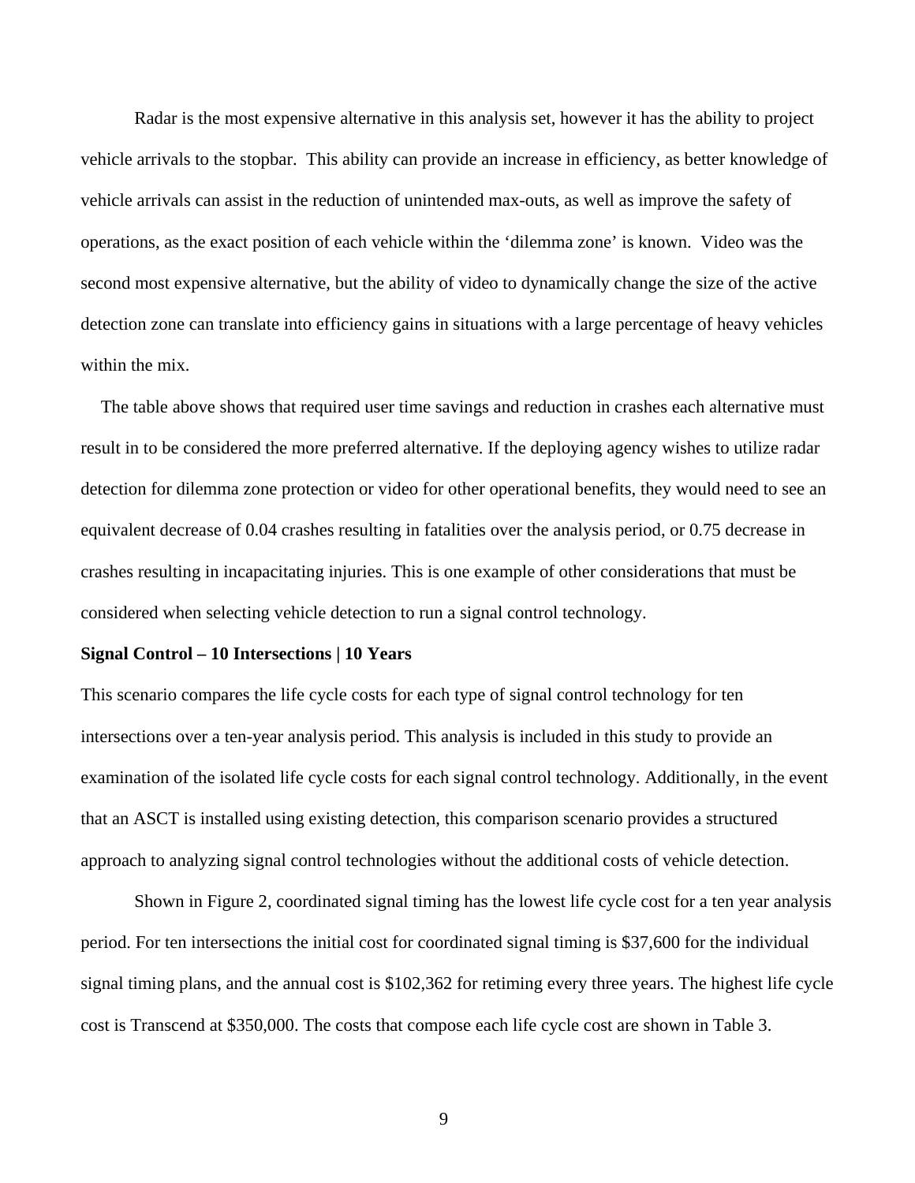Radar is the most expensive alternative in this analysis set, however it has the ability to project vehicle arrivals to the stopbar. This ability can provide an increase in efficiency, as better knowledge of vehicle arrivals can assist in the reduction of unintended max-outs, as well as improve the safety of operations, as the exact position of each vehicle within the 'dilemma zone' is known. Video was the second most expensive alternative, but the ability of video to dynamically change the size of the active detection zone can translate into efficiency gains in situations with a large percentage of heavy vehicles within the mix.

The table above shows that required user time savings and reduction in crashes each alternative must result in to be considered the more preferred alternative. If the deploying agency wishes to utilize radar detection for dilemma zone protection or video for other operational benefits, they would need to see an equivalent decrease of 0.04 crashes resulting in fatalities over the analysis period, or 0.75 decrease in crashes resulting in incapacitating injuries. This is one example of other considerations that must be considered when selecting vehicle detection to run a signal control technology.

**Signal Control – 10 Intersections | 10 Years**

This scenario compares the life cycle costs for each type of signal control technology for ten intersections over a ten-year analysis period. This analysis is included in this study to provide an examination of the isolated life cycle costs for each signal control technology. Additionally, in the event that an ASCT is installed using existing detection, this comparison scenario provides a structured approach to analyzing signal control technologies without the additional costs of vehicle detection.

Shown in Figure 2, coordinated signal timing has the lowest life cycle cost for a ten year analysis period. For ten intersections the initial cost for coordinated signal timing is $37,600 for the individual signal timing plans, and the annual cost is $102,362 for retiming every three years. The highest life cycle cost is Transcend at $350,000. The costs that compose each life cycle cost are shown in Table 3.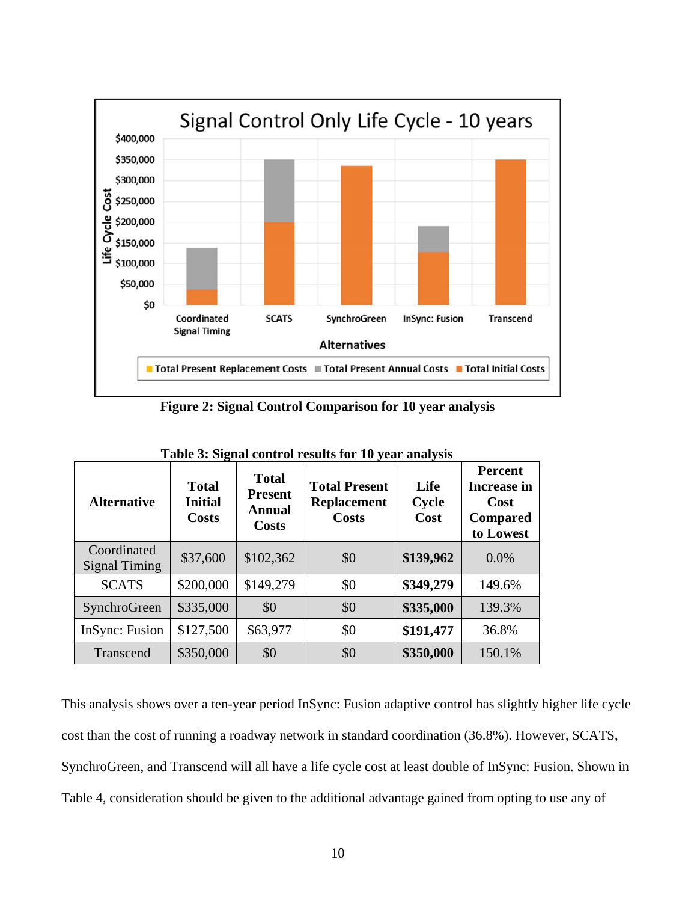Figure 2: Signal Control Comparison for 10 year analysis

Table 3: Signal control results for 10 year analysis

| Alternative | Total Initial Costs | Total Present Annual Costs | Total Present Replacement Costs | Life Cycle Cost | Percent Increase in Cost Compared to Lowest |
|---|---|---|---|---|---|
| Coordinated Signal Timing | $37,600 | $102,362 | $0 | **$139,962** | 0.0% |
| SCATS | $200,000 | $149,279 | $0 | **$349,279** | 149.6% |
| SynchroGreen | $335,000 | $0 | $0 | **$335,000** | 139.3% |
| InSync: Fusion | $127,500 | $63,977 | $0 | **$191,477** | 36.8% |
| Transcend | $350,000 | $0 | $0 | **$350,000** | 150.1% |

This analysis shows over a ten-year period InSync: Fusion adaptive control has slightly higher life cycle cost than the cost of running a roadway network in standard coordination (36.8%). However, SCATS, SynchroGreen, and Transcend will all have a life cycle cost at least double of InSync: Fusion. Shown in Table 4, consideration should be given to the additional advantage gained from opting to use any of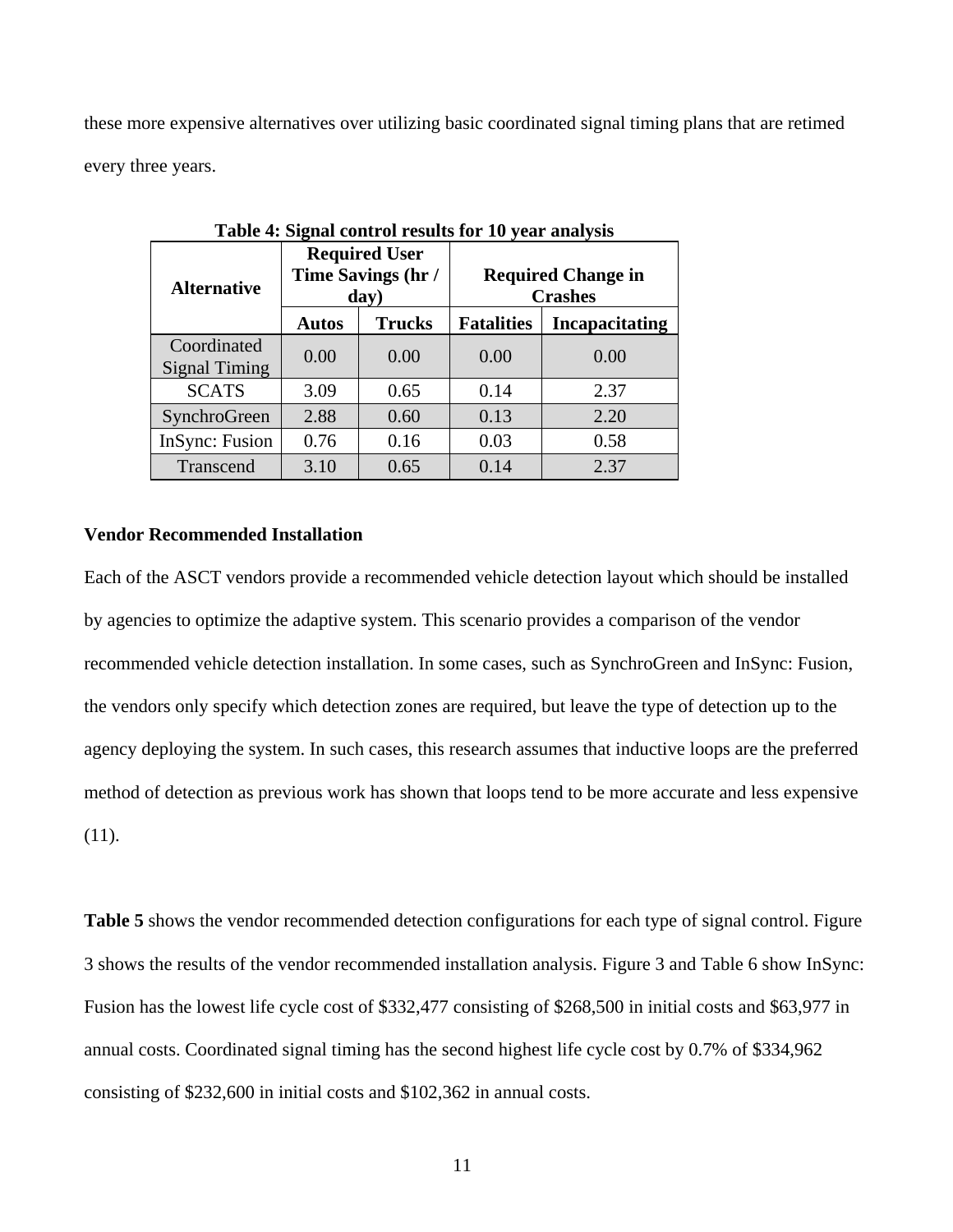these more expensive alternatives over utilizing basic coordinated signal timing plans that are retimed every three years.

**Table 4: Signal control results for 10 year analysis**

| Alternative | Required User Time Savings (hr / day) | | Required Change in Crashes | |
|---|---|---|---|---|
| | Autos | Trucks | Fatalities | Incapacitating |
| Coordinated Signal Timing | 0.00 | 0.00 | 0.00 | 0.00 |
| SCATS | 3.09 | 0.65 | 0.14 | 2.37 |
| SynchroGreen | 2.88 | 0.60 | 0.13 | 2.20 |
| InSync: Fusion | 0.76 | 0.16 | 0.03 | 0.58 |
| Transcend | 3.10 | 0.65 | 0.14 | 2.37 |

**Vendor Recommended Installation**

Each of the ASCT vendors provide a recommended vehicle detection layout which should be installed by agencies to optimize the adaptive system. This scenario provides a comparison of the vendor recommended vehicle detection installation. In some cases, such as SynchroGreen and InSync: Fusion, the vendors only specify which detection zones are required, but leave the type of detection up to the agency deploying the system. In such cases, this research assumes that inductive loops are the preferred method of detection as previous work has shown that loops tend to be more accurate and less expensive (11).

**Table 5** shows the vendor recommended detection configurations for each type of signal control. Figure 3 shows the results of the vendor recommended installation analysis. Figure 3 and Table 6 show InSync: Fusion has the lowest life cycle cost of $332,477 consisting of $268,500 in initial costs and $63,977 in annual costs. Coordinated signal timing has the second highest life cycle cost by 0.7% of $334,962 consisting of $232,600 in initial costs and $102,362 in annual costs.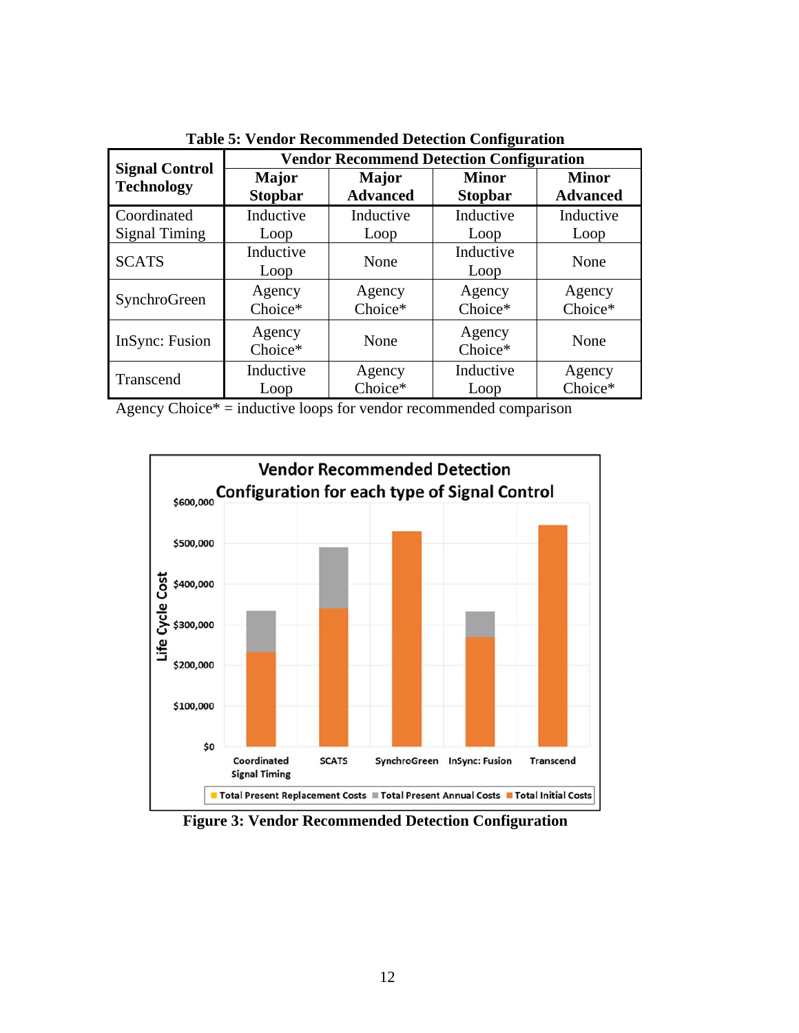**Table 5: Vendor Recommended Detection Configuration**

| Signal Control Technology | Vendor Recommend Detection Configuration | | | |
|---|---|---|---|---|
| | **Major Stopbar** | **Major Advanced** | **Minor Stopbar** | **Minor Advanced** |
| Coordinated Signal Timing | Inductive Loop | Inductive Loop | Inductive Loop | Inductive Loop |
| SCATS | Inductive Loop | None | Inductive Loop | None |
| SynchroGreen | Agency Choice* | Agency Choice* | Agency Choice* | Agency Choice* |
| InSync: Fusion | Agency Choice* | None | Agency Choice* | None |
| Transcend | Inductive Loop | Agency Choice* | Inductive Loop | Agency Choice* |

Agency Choice* = inductive loops for vendor recommended comparison

**Figure 3: Vendor Recommended Detection Configuration**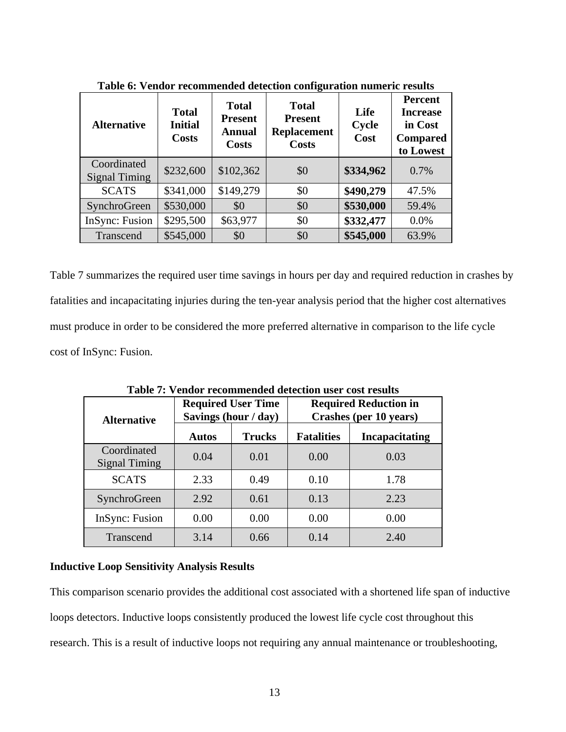**Table 6: Vendor recommended detection configuration numeric results**

| Alternative | Total Initial Costs | Total Present Annual Costs | Total Present Replacement Costs | Life Cycle Cost | Percent Increase in Cost Compared to Lowest |
|---|---|---|---|---|---|
| Coordinated Signal Timing | $232,600 | $102,362 | $0 | **$334,962** | 0.7% |
| SCATS | $341,000 | $149,279 | $0 | **$490,279** | 47.5% |
| SynchroGreen | $530,000 | $0 | $0 | **$530,000** | 59.4% |
| InSync: Fusion | $295,500 | $63,977 | $0 | **$332,477** | 0.0% |
| Transcend | $545,000 | $0 | $0 | **$545,000** | 63.9% |

Table 7 summarizes the required user time savings in hours per day and required reduction in crashes by fatalities and incapacitating injuries during the ten-year analysis period that the higher cost alternatives must produce in order to be considered the more preferred alternative in comparison to the life cycle cost of InSync: Fusion.

**Table 7: Vendor recommended detection user cost results**

| Alternative | Required User Time Savings (hour / day) | | Required Reduction in Crashes (per 10 years) | |
|---|---|---|---|---|
| | Autos | Trucks | Fatalities | Incapacitating |
| Coordinated Signal Timing | 0.04 | 0.01 | 0.00 | 0.03 |
| SCATS | 2.33 | 0.49 | 0.10 | 1.78 |
| SynchroGreen | 2.92 | 0.61 | 0.13 | 2.23 |
| InSync: Fusion | 0.00 | 0.00 | 0.00 | 0.00 |
| Transcend | 3.14 | 0.66 | 0.14 | 2.40 |

**Inductive Loop Sensitivity Analysis Results**

This comparison scenario provides the additional cost associated with a shortened life span of inductive loops detectors. Inductive loops consistently produced the lowest life cycle cost throughout this research. This is a result of inductive loops not requiring any annual maintenance or troubleshooting,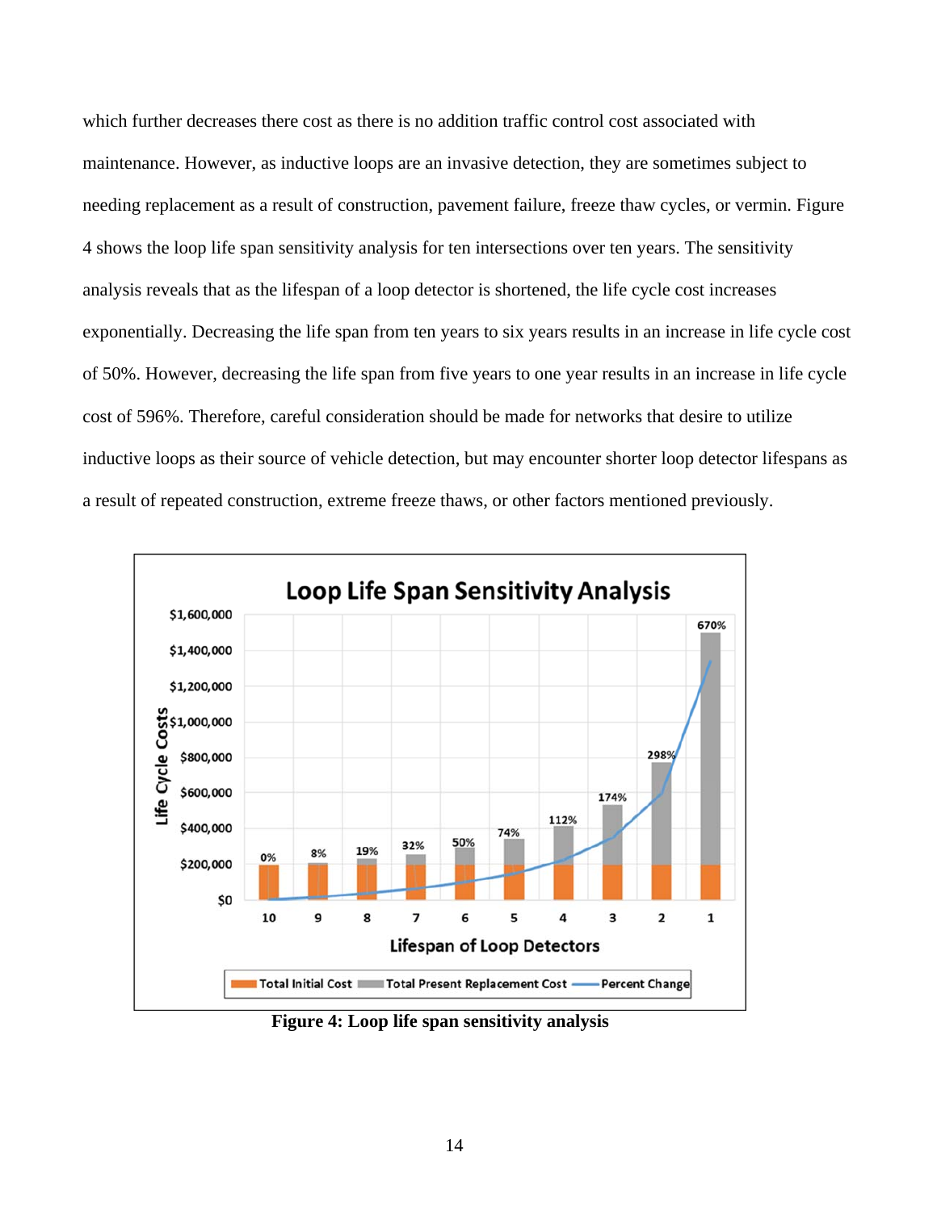which further decreases there cost as there is no addition traffic control cost associated with maintenance. However, as inductive loops are an invasive detection, they are sometimes subject to needing replacement as a result of construction, pavement failure, freeze thaw cycles, or vermin. Figure 4 shows the loop life span sensitivity analysis for ten intersections over ten years. The sensitivity analysis reveals that as the lifespan of a loop detector is shortened, the life cycle cost increases exponentially. Decreasing the life span from ten years to six years results in an increase in life cycle cost of 50%. However, decreasing the life span from five years to one year results in an increase in life cycle cost of 596%. Therefore, careful consideration should be made for networks that desire to utilize inductive loops as their source of vehicle detection, but may encounter shorter loop detector lifespans as a result of repeated construction, extreme freeze thaws, or other factors mentioned previously.

**Figure 4: Loop life span sensitivity analysis**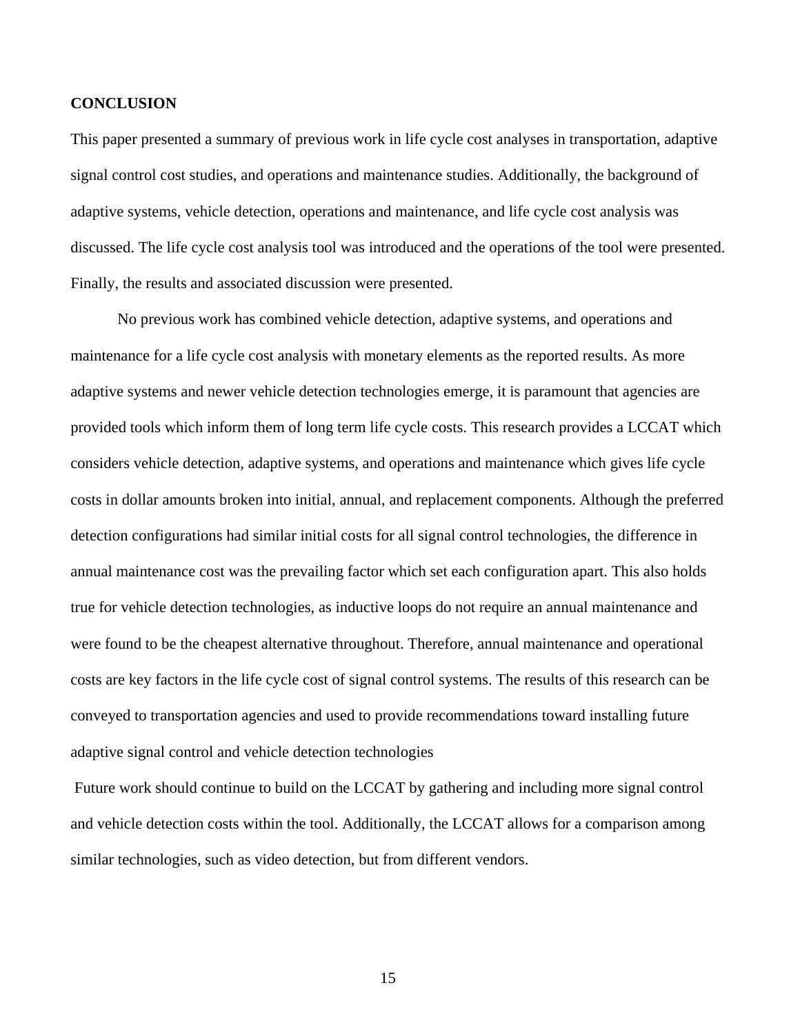## CONCLUSION

This paper presented a summary of previous work in life cycle cost analyses in transportation, adaptive signal control cost studies, and operations and maintenance studies. Additionally, the background of adaptive systems, vehicle detection, operations and maintenance, and life cycle cost analysis was discussed. The life cycle cost analysis tool was introduced and the operations of the tool were presented. Finally, the results and associated discussion were presented.

No previous work has combined vehicle detection, adaptive systems, and operations and maintenance for a life cycle cost analysis with monetary elements as the reported results. As more adaptive systems and newer vehicle detection technologies emerge, it is paramount that agencies are provided tools which inform them of long term life cycle costs. This research provides a LCCAT which considers vehicle detection, adaptive systems, and operations and maintenance which gives life cycle costs in dollar amounts broken into initial, annual, and replacement components. Although the preferred detection configurations had similar initial costs for all signal control technologies, the difference in annual maintenance cost was the prevailing factor which set each configuration apart. This also holds true for vehicle detection technologies, as inductive loops do not require an annual maintenance and were found to be the cheapest alternative throughout. Therefore, annual maintenance and operational costs are key factors in the life cycle cost of signal control systems. The results of this research can be conveyed to transportation agencies and used to provide recommendations toward installing future adaptive signal control and vehicle detection technologies

Future work should continue to build on the LCCAT by gathering and including more signal control and vehicle detection costs within the tool. Additionally, the LCCAT allows for a comparison among similar technologies, such as video detection, but from different vendors.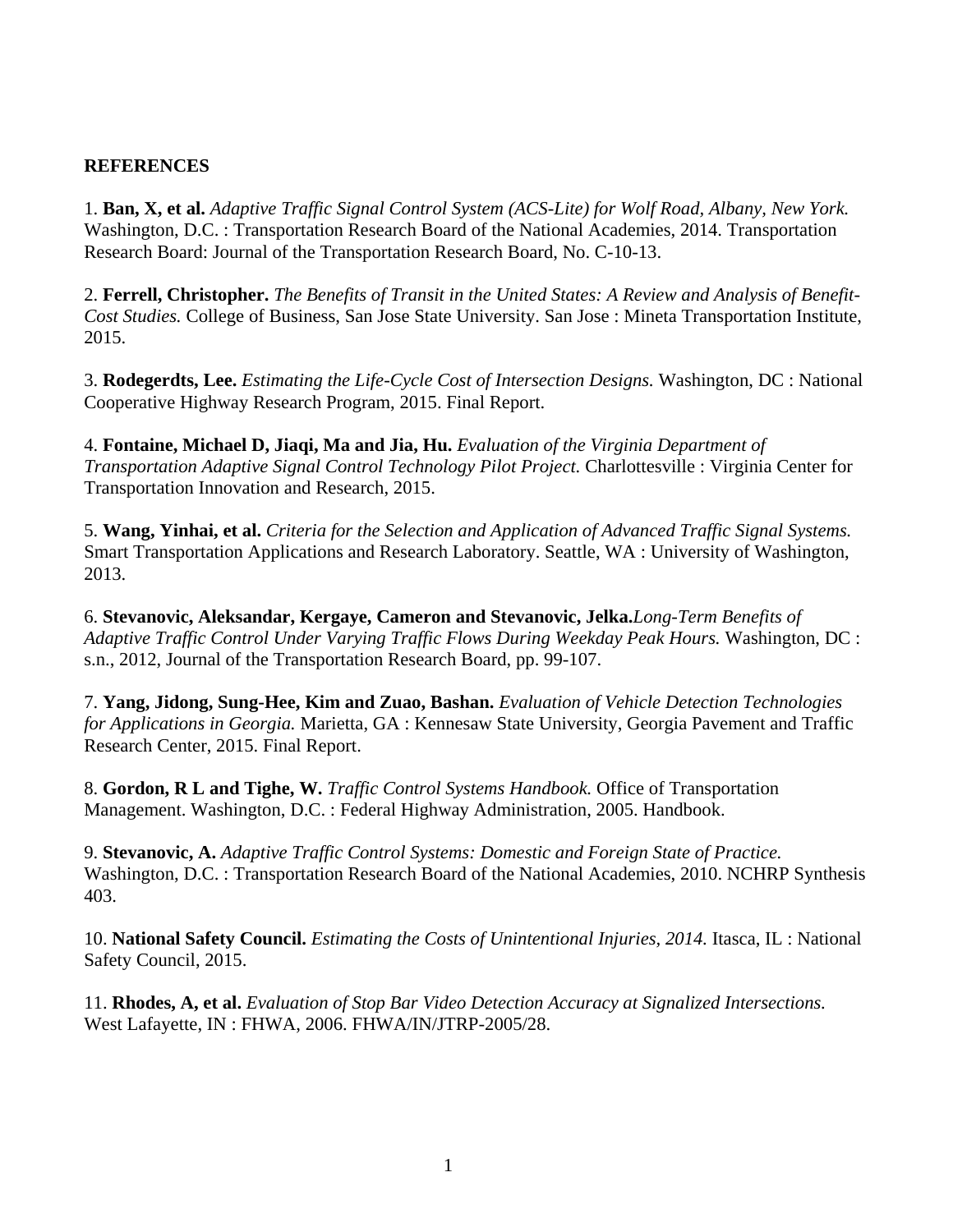**REFERENCES**

1. **Ban, X, et al.** *Adaptive Traffic Signal Control System (ACS-Lite) for Wolf Road, Albany, New York.* Washington, D.C. : Transportation Research Board of the National Academies, 2014. Transportation Research Board: Journal of the Transportation Research Board, No. C-10-13.

2. **Ferrell, Christopher.** *The Benefits of Transit in the United States: A Review and Analysis of Benefit-Cost Studies.* College of Business, San Jose State University. San Jose : Mineta Transportation Institute, 2015.

3. **Rodegerdts, Lee.** *Estimating the Life-Cycle Cost of Intersection Designs.* Washington, DC : National Cooperative Highway Research Program, 2015. Final Report.

4. **Fontaine, Michael D, Jiaqi, Ma and Jia, Hu.** *Evaluation of the Virginia Department of Transportation Adaptive Signal Control Technology Pilot Project.* Charlottesville : Virginia Center for Transportation Innovation and Research, 2015.

5. **Wang, Yinhai, et al.** *Criteria for the Selection and Application of Advanced Traffic Signal Systems.* Smart Transportation Applications and Research Laboratory. Seattle, WA : University of Washington, 2013.

6. **Stevanovic, Aleksandar, Kergaye, Cameron and Stevanovic, Jelka.***Long-Term Benefits of Adaptive Traffic Control Under Varying Traffic Flows During Weekday Peak Hours.* Washington, DC : s.n., 2012, Journal of the Transportation Research Board, pp. 99-107.

7. **Yang, Jidong, Sung-Hee, Kim and Zuao, Bashan.** *Evaluation of Vehicle Detection Technologies for Applications in Georgia.* Marietta, GA : Kennesaw State University, Georgia Pavement and Traffic Research Center, 2015. Final Report.

8. **Gordon, R L and Tighe, W.** *Traffic Control Systems Handbook.* Office of Transportation Management. Washington, D.C. : Federal Highway Administration, 2005. Handbook.

9. **Stevanovic, A.** *Adaptive Traffic Control Systems: Domestic and Foreign State of Practice.* Washington, D.C. : Transportation Research Board of the National Academies, 2010. NCHRP Synthesis 403.

10. **National Safety Council.** *Estimating the Costs of Unintentional Injuries, 2014.* Itasca, IL : National Safety Council, 2015.

11. **Rhodes, A, et al.** *Evaluation of Stop Bar Video Detection Accuracy at Signalized Intersections.* West Lafayette, IN : FHWA, 2006. FHWA/IN/JTRP-2005/28.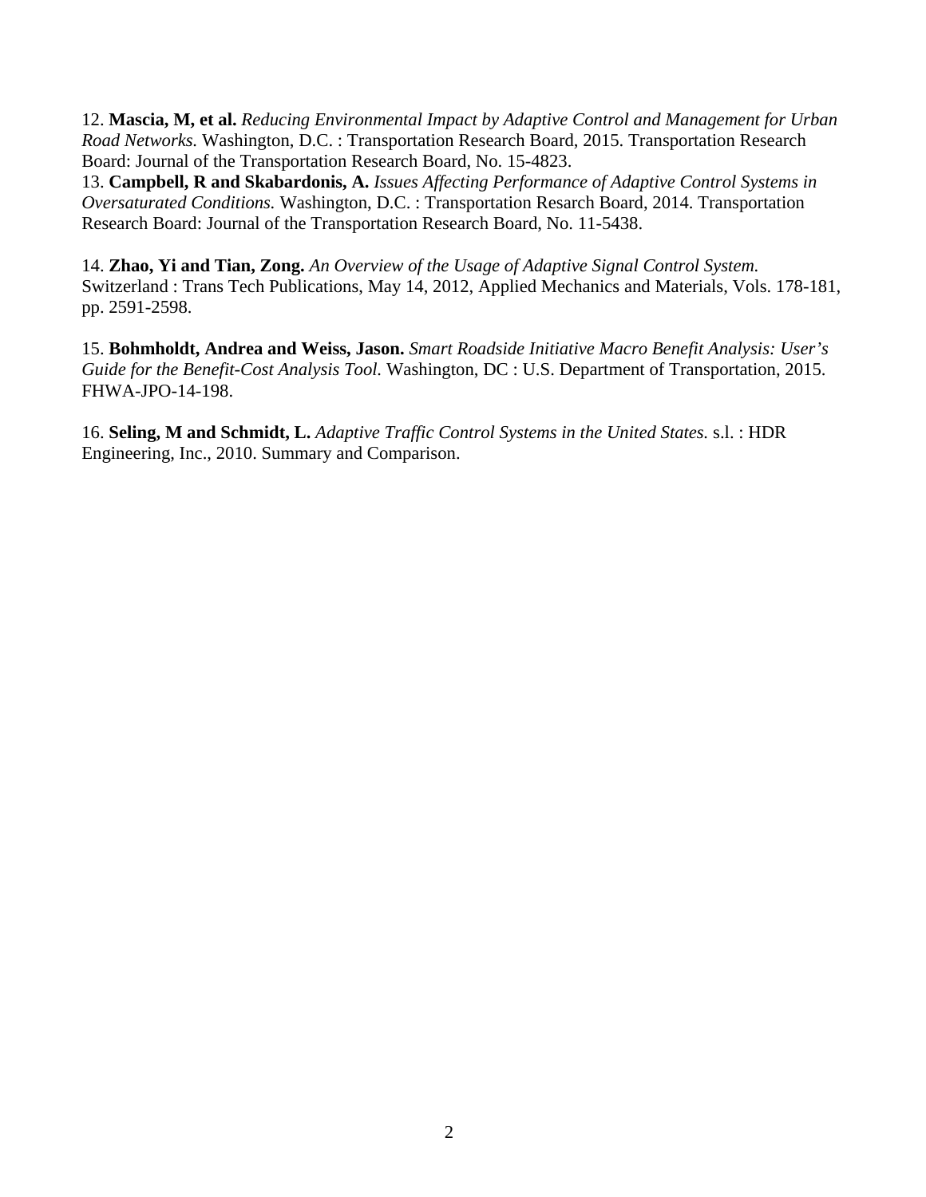12. **Mascia, M, et al.** *Reducing Environmental Impact by Adaptive Control and Management for Urban Road Networks.* Washington, D.C. : Transportation Research Board, 2015. Transportation Research Board: Journal of the Transportation Research Board, No. 15-4823.

13. **Campbell, R and Skabardonis, A.** *Issues Affecting Performance of Adaptive Control Systems in Oversaturated Conditions.* Washington, D.C. : Transportation Resarch Board, 2014. Transportation Research Board: Journal of the Transportation Research Board, No. 11-5438.

14. **Zhao, Yi and Tian, Zong.** *An Overview of the Usage of Adaptive Signal Control System.* Switzerland : Trans Tech Publications, May 14, 2012, Applied Mechanics and Materials, Vols. 178-181, pp. 2591-2598.

15. **Bohmholdt, Andrea and Weiss, Jason.** *Smart Roadside Initiative Macro Benefit Analysis: User's Guide for the Benefit-Cost Analysis Tool.* Washington, DC : U.S. Department of Transportation, 2015. FHWA-JPO-14-198.

16. **Seling, M and Schmidt, L.** *Adaptive Traffic Control Systems in the United States.* s.l. : HDR Engineering, Inc., 2010. Summary and Comparison.